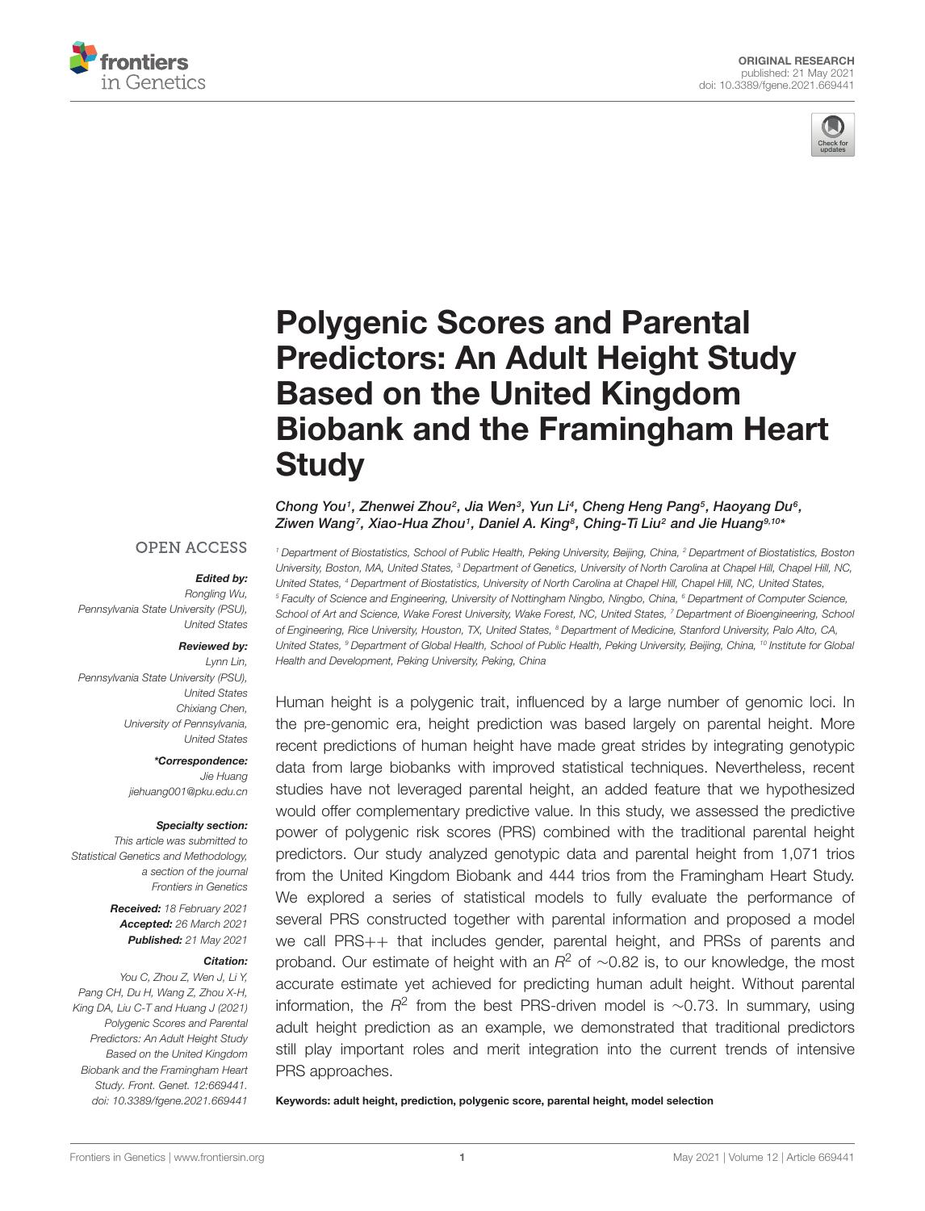ORIGINAL RESEARCH
published: 21 May 2021
doi: 10.3389/fgene.2021.669441

# Polygenic Scores and Parental Predictors: An Adult Height Study Based on the United Kingdom Biobank and the Framingham Heart Study

*Chong You[1], Zhenwei Zhou[2], Jia Wen[3], Yun Li[4], Cheng Heng Pang[5], Haoyang Du[6], Ziwen Wang[7], Xiao-Hua Zhou[1], Daniel A. King[8], Ching-Ti Liu[2] and Jie Huang[9,10]**

[1] Department of Biostatistics, School of Public Health, Peking University, Beijing, China, [2] Department of Biostatistics, Boston University, Boston, MA, United States, [3] Department of Genetics, University of North Carolina at Chapel Hill, Chapel Hill, NC, United States, [4] Department of Biostatistics, University of North Carolina at Chapel Hill, Chapel Hill, NC, United States, [5] Faculty of Science and Engineering, University of Nottingham Ningbo, Ningbo, China, [6] Department of Computer Science, School of Art and Science, Wake Forest University, Wake Forest, NC, United States, [7] Department of Bioengineering, School of Engineering, Rice University, Houston, TX, United States, [8] Department of Medicine, Stanford University, Palo Alto, CA, United States, [9] Department of Global Health, School of Public Health, Peking University, Beijing, China, [10] Institute for Global Health and Development, Peking University, Peking, China

OPEN ACCESS

**Edited by:**
*Rongling Wu, Pennsylvania State University (PSU), United States*

**Reviewed by:**
*Lynn Lin, Pennsylvania State University (PSU), United States*
*Chixiang Chen, University of Pennsylvania, United States*

***Correspondence:**
*Jie Huang*
*jiehuang001@pku.edu.cn*

**Specialty section:**
*This article was submitted to Statistical Genetics and Methodology, a section of the journal Frontiers in Genetics*

**Received:** *18 February 2021*
**Accepted:** *26 March 2021*
**Published:** *21 May 2021*

**Citation:**
*You C, Zhou Z, Wen J, Li Y, Pang CH, Du H, Wang Z, Zhou X-H, King DA, Liu C-T and Huang J (2021) Polygenic Scores and Parental Predictors: An Adult Height Study Based on the United Kingdom Biobank and the Framingham Heart Study. Front. Genet. 12:669441. doi: 10.3389/fgene.2021.669441*

Human height is a polygenic trait, influenced by a large number of genomic loci. In the pre-genomic era, height prediction was based largely on parental height. More recent predictions of human height have made great strides by integrating genotypic data from large biobanks with improved statistical techniques. Nevertheless, recent studies have not leveraged parental height, an added feature that we hypothesized would offer complementary predictive value. In this study, we assessed the predictive power of polygenic risk scores (PRS) combined with the traditional parental height predictors. Our study analyzed genotypic data and parental height from 1,071 trios from the United Kingdom Biobank and 444 trios from the Framingham Heart Study. We explored a series of statistical models to fully evaluate the performance of several PRS constructed together with parental information and proposed a model we call PRS++ that includes gender, parental height, and PRSs of parents and proband. Our estimate of height with an $R^2$ of ∼0.82 is, to our knowledge, the most accurate estimate yet achieved for predicting human adult height. Without parental information, the $R^2$ from the best PRS-driven model is ∼0.73. In summary, using adult height prediction as an example, we demonstrated that traditional predictors still play important roles and merit integration into the current trends of intensive PRS approaches.

**Keywords: adult height, prediction, polygenic score, parental height, model selection**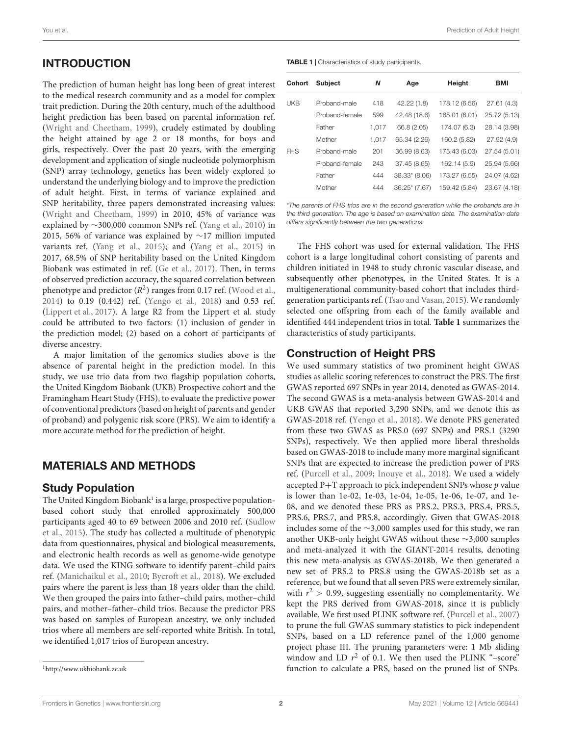## INTRODUCTION

The prediction of human height has long been of great interest to the medical research community and as a model for complex trait prediction. During the 20th century, much of the adulthood height prediction has been based on parental information ref. (Wright and Cheetham, 1999), crudely estimated by doubling the height attained by age 2 or 18 months, for boys and girls, respectively. Over the past 20 years, with the emerging development and application of single nucleotide polymorphism (SNP) array technology, genetics has been widely explored to understand the underlying biology and to improve the prediction of adult height. First, in terms of variance explained and SNP heritability, three papers demonstrated increasing values: (Wright and Cheetham, 1999) in 2010, 45% of variance was explained by ∼300,000 common SNPs ref. (Yang et al., 2010) in 2015, 56% of variance was explained by ∼17 million imputed variants ref. (Yang et al., 2015); and (Yang et al., 2015) in 2017, 68.5% of SNP heritability based on the United Kingdom Biobank was estimated in ref. (Ge et al., 2017). Then, in terms of observed prediction accuracy, the squared correlation between phenotype and predictor ($R^2$) ranges from 0.17 ref. (Wood et al., 2014) to 0.19 (0.442) ref. (Yengo et al., 2018) and 0.53 ref. (Lippert et al., 2017). A large R2 from the Lippert et al. study could be attributed to two factors: (1) inclusion of gender in the prediction model; (2) based on a cohort of participants of diverse ancestry.

A major limitation of the genomics studies above is the absence of parental height in the prediction model. In this study, we use trio data from two flagship population cohorts, the United Kingdom Biobank (UKB) Prospective cohort and the Framingham Heart Study (FHS), to evaluate the predictive power of conventional predictors (based on height of parents and gender of proband) and polygenic risk score (PRS). We aim to identify a more accurate method for the prediction of height.

## MATERIALS AND METHODS

### Study Population

The United Kingdom Biobank[1] is a large, prospective population-based cohort study that enrolled approximately 500,000 participants aged 40 to 69 between 2006 and 2010 ref. (Sudlow et al., 2015). The study has collected a multitude of phenotypic data from questionnaires, physical and biological measurements, and electronic health records as well as genome-wide genotype data. We used the KING software to identify parent–child pairs ref. (Manichaikul et al., 2010; Bycroft et al., 2018). We excluded pairs where the parent is less than 18 years older than the child. We then grouped the pairs into father–child pairs, mother–child pairs, and mother–father–child trios. Because the predictor PRS was based on samples of European ancestry, we only included trios where all members are self-reported white British. In total, we identified 1,017 trios of European ancestry.

[1] http://www.ukbiobank.ac.uk

**TABLE 1** | Characteristics of study participants.

| Cohort | Subject | N | Age | Height | BMI |
|---|---|---|---|---|---|
| UKB | Proband-male | 418 | 42.22 (1.8) | 178.12 (6.56) | 27.61 (4.3) |
| | Proband-female | 599 | 42.48 (18.6) | 165.01 (6.01) | 25.72 (5.13) |
| | Father | 1,017 | 66.8 (2.05) | 174.07 (6.3) | 28.14 (3.98) |
| | Mother | 1,017 | 65.34 (2.26) | 160.2 (5.82) | 27.92 (4.9) |
| FHS | Proband-male | 201 | 36.99 (8.63) | 175.43 (6.03) | 27.54 (5.01) |
| | Proband-female | 243 | 37.45 (8.65) | 162.14 (5.9) | 25.94 (5.66) |
| | Father | 444 | 38.33* (8.06) | 173.27 (6.55) | 24.07 (4.62) |
| | Mother | 444 | 36.25* (7.67) | 159.42 (5.84) | 23.67 (4.18) |

*The parents of FHS trios are in the second generation while the probands are in the third generation. The age is based on examination date. The examination date differs significantly between the two generations.

The FHS cohort was used for external validation. The FHS cohort is a large longitudinal cohort consisting of parents and children initiated in 1948 to study chronic vascular disease, and subsequently other phenotypes, in the United States. It is a multigenerational community-based cohort that includes third-generation participants ref. (Tsao and Vasan, 2015). We randomly selected one offspring from each of the family available and identified 444 independent trios in total. **Table 1** summarizes the characteristics of study participants.

### Construction of Height PRS

We used summary statistics of two prominent height GWAS studies as allelic scoring references to construct the PRS. The first GWAS reported 697 SNPs in year 2014, denoted as GWAS-2014. The second GWAS is a meta-analysis between GWAS-2014 and UKB GWAS that reported 3,290 SNPs, and we denote this as GWAS-2018 ref. (Yengo et al., 2018). We denote PRS generated from these two GWAS as PRS.0 (697 SNPs) and PRS.1 (3290 SNPs), respectively. We then applied more liberal thresholds based on GWAS-2018 to include many more marginal significant SNPs that are expected to increase the prediction power of PRS ref. (Purcell et al., 2009; Inouye et al., 2018). We used a widely accepted P+T approach to pick independent SNPs whose $p$ value is lower than 1e-02, 1e-03, 1e-04, 1e-05, 1e-06, 1e-07, and 1e-08, and we denoted these PRS as PRS.2, PRS.3, PRS.4, PRS.5, PRS.6, PRS.7, and PRS.8, accordingly. Given that GWAS-2018 includes some of the ∼3,000 samples used for this study, we ran another UKB-only height GWAS without these ∼3,000 samples and meta-analyzed it with the GIANT-2014 results, denoting this new meta-analysis as GWAS-2018b. We then generated a new set of PRS.2 to PRS.8 using the GWAS-2018b set as a reference, but we found that all seven PRS were extremely similar, with $r^2 > 0.99$, suggesting essentially no complementarity. We kept the PRS derived from GWAS-2018, since it is publicly available. We first used PLINK software ref. (Purcell et al., 2007) to prune the full GWAS summary statistics to pick independent SNPs, based on a LD reference panel of the 1,000 genome project phase III. The pruning parameters were: 1 Mb sliding window and LD $r^2$ of 0.1. We then used the PLINK "–score" function to calculate a PRS, based on the pruned list of SNPs.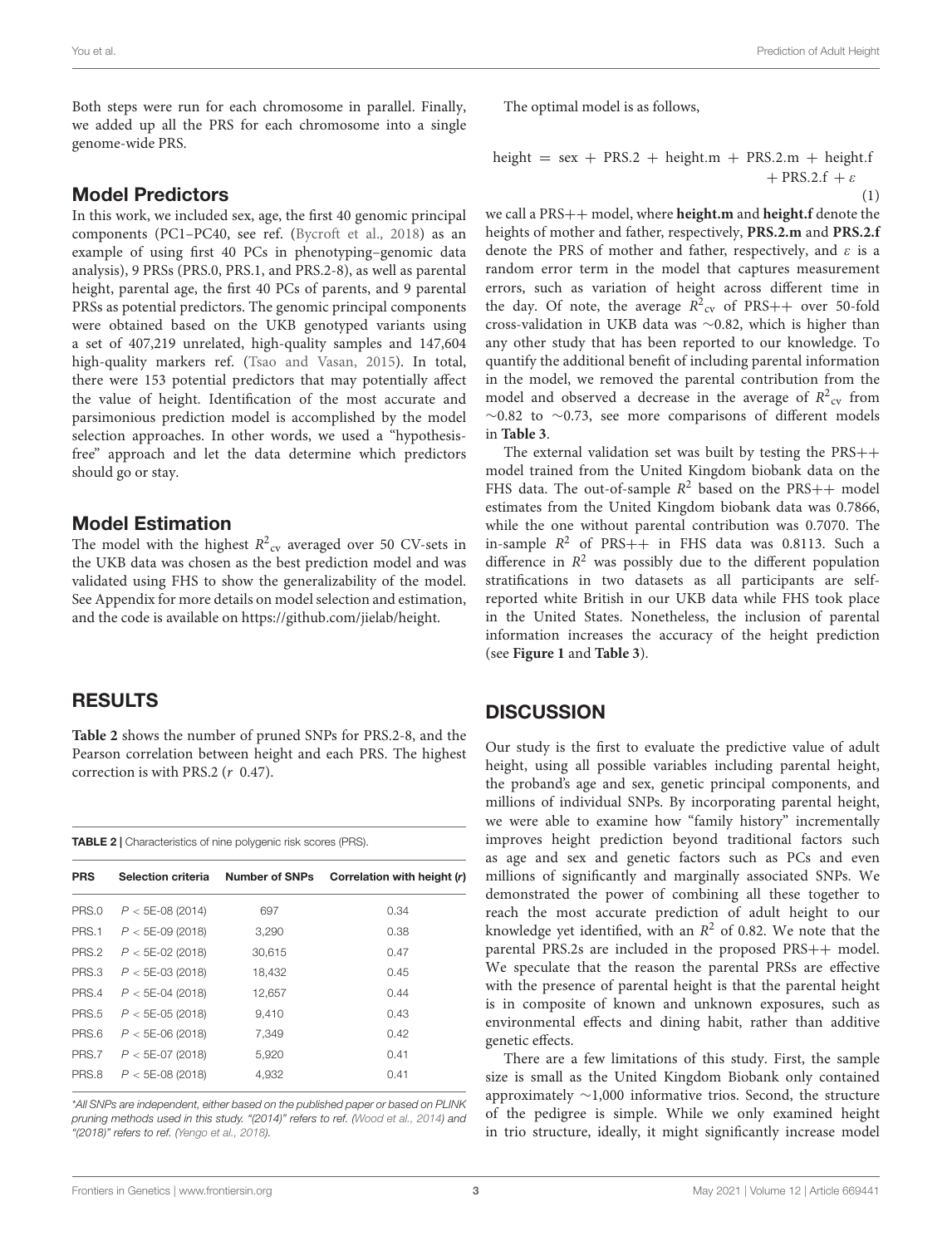Both steps were run for each chromosome in parallel. Finally, we added up all the PRS for each chromosome into a single genome-wide PRS.

## Model Predictors

In this work, we included sex, age, the first 40 genomic principal components (PC1–PC40, see ref. (Bycroft et al., 2018) as an example of using first 40 PCs in phenotyping–genomic data analysis), 9 PRSs (PRS.0, PRS.1, and PRS.2-8), as well as parental height, parental age, the first 40 PCs of parents, and 9 parental PRSs as potential predictors. The genomic principal components were obtained based on the UKB genotyped variants using a set of 407,219 unrelated, high-quality samples and 147,604 high-quality markers ref. (Tsao and Vasan, 2015). In total, there were 153 potential predictors that may potentially affect the value of height. Identification of the most accurate and parsimonious prediction model is accomplished by the model selection approaches. In other words, we used a "hypothesis-free" approach and let the data determine which predictors should go or stay.

## Model Estimation

The model with the highest $R^2_{cv}$ averaged over 50 CV-sets in the UKB data was chosen as the best prediction model and was validated using FHS to show the generalizability of the model. See Appendix for more details on model selection and estimation, and the code is available on https://github.com/jielab/height.

# RESULTS

**Table 2** shows the number of pruned SNPs for PRS.2-8, and the Pearson correlation between height and each PRS. The highest correction is with PRS.2 ($r$ 0.47).

**TABLE 2** | Characteristics of nine polygenic risk scores (PRS).

| PRS | Selection criteria | Number of SNPs | Correlation with height (*r*) |
|---|---|---|---|
| PRS.0 | $P$ < 5E-08 (2014) | 697 | 0.34 |
| PRS.1 | $P$ < 5E-09 (2018) | 3,290 | 0.38 |
| PRS.2 | $P$ < 5E-02 (2018) | 30,615 | 0.47 |
| PRS.3 | $P$ < 5E-03 (2018) | 18,432 | 0.45 |
| PRS.4 | $P$ < 5E-04 (2018) | 12,657 | 0.44 |
| PRS.5 | $P$ < 5E-05 (2018) | 9,410 | 0.43 |
| PRS.6 | $P$ < 5E-06 (2018) | 7,349 | 0.42 |
| PRS.7 | $P$ < 5E-07 (2018) | 5,920 | 0.41 |
| PRS.8 | $P$ < 5E-08 (2018) | 4,932 | 0.41 |

*All SNPs are independent, either based on the published paper or based on PLINK pruning methods used in this study. "(2014)" refers to ref. (Wood et al., 2014) and "(2018)" refers to ref. (Yengo et al., 2018).*

The optimal model is as follows,

$$\text{height} = \text{sex} + \text{PRS.2} + \text{height.m} + \text{PRS.2.m} + \text{height.f} + \text{PRS.2.f} + \varepsilon \tag{1}$$

we call a PRS++ model, where **height.m** and **height.f** denote the heights of mother and father, respectively, **PRS.2.m** and **PRS.2.f** denote the PRS of mother and father, respectively, and $\varepsilon$ is a random error term in the model that captures measurement errors, such as variation of height across different time in the day. Of note, the average $R^2_{cv}$ of PRS++ over 50-fold cross-validation in UKB data was ∼0.82, which is higher than any other study that has been reported to our knowledge. To quantify the additional benefit of including parental information in the model, we removed the parental contribution from the model and observed a decrease in the average of $R^2_{cv}$ from ∼0.82 to ∼0.73, see more comparisons of different models in **Table 3**.

The external validation set was built by testing the PRS++ model trained from the United Kingdom biobank data on the FHS data. The out-of-sample $R^2$ based on the PRS++ model estimates from the United Kingdom biobank data was 0.7866, while the one without parental contribution was 0.7070. The in-sample $R^2$ of PRS++ in FHS data was 0.8113. Such a difference in $R^2$ was possibly due to the different population stratifications in two datasets as all participants are self-reported white British in our UKB data while FHS took place in the United States. Nonetheless, the inclusion of parental information increases the accuracy of the height prediction (see **Figure 1** and **Table 3**).

# DISCUSSION

Our study is the first to evaluate the predictive value of adult height, using all possible variables including parental height, the proband's age and sex, genetic principal components, and millions of individual SNPs. By incorporating parental height, we were able to examine how "family history" incrementally improves height prediction beyond traditional factors such as age and sex and genetic factors such as PCs and even millions of significantly and marginally associated SNPs. We demonstrated the power of combining all these together to reach the most accurate prediction of adult height to our knowledge yet identified, with an $R^2$ of 0.82. We note that the parental PRS.2s are included in the proposed PRS++ model. We speculate that the reason the parental PRSs are effective with the presence of parental height is that the parental height is in composite of known and unknown exposures, such as environmental effects and dining habit, rather than additive genetic effects.

There are a few limitations of this study. First, the sample size is small as the United Kingdom Biobank only contained approximately ∼1,000 informative trios. Second, the structure of the pedigree is simple. While we only examined height in trio structure, ideally, it might significantly increase model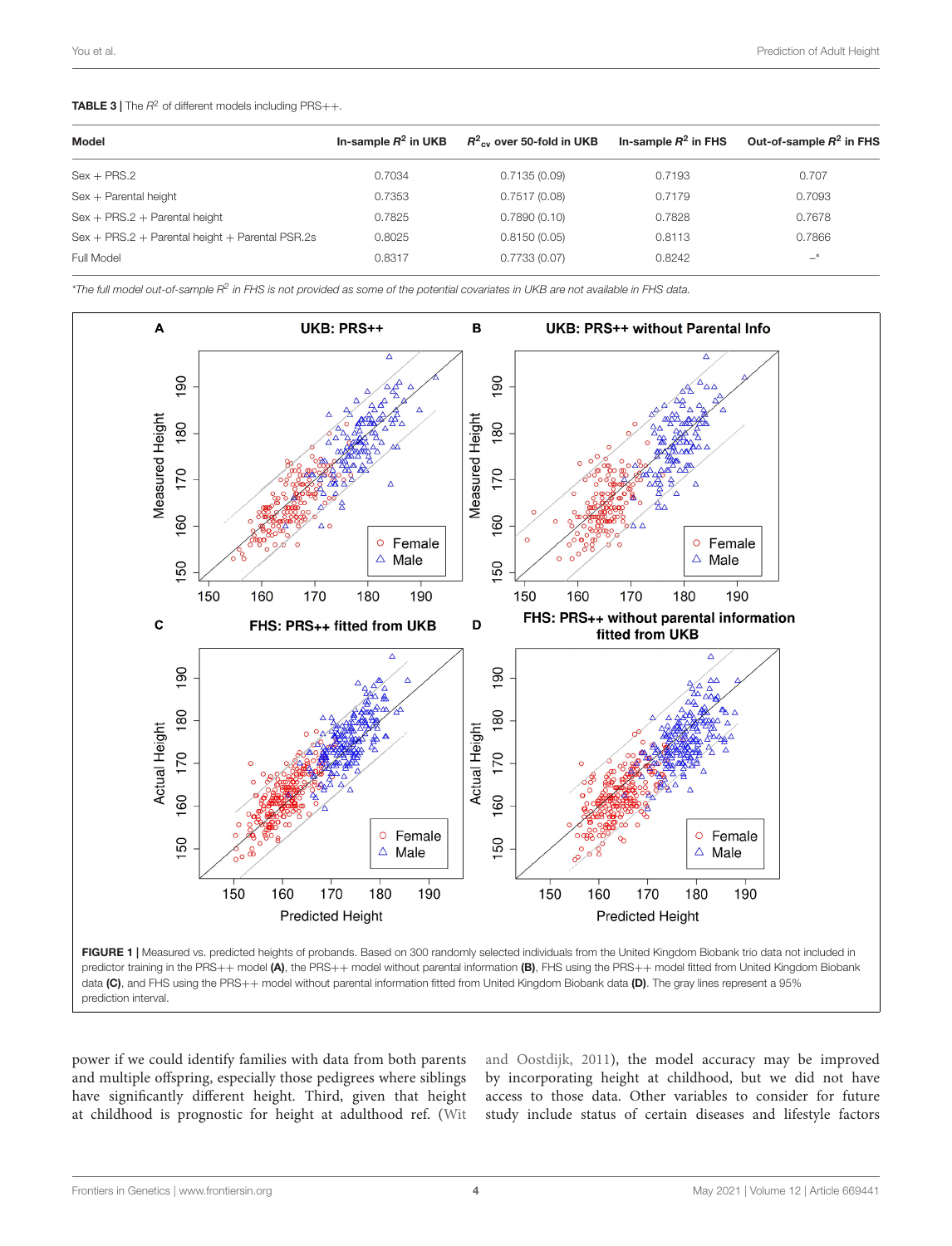**TABLE 3** | The $R^2$ of different models including PRS++.

| Model | In-sample $R^2$ in UKB | $R^2_{cv}$ over 50-fold in UKB | In-sample $R^2$ in FHS | Out-of-sample $R^2$ in FHS |
|---|---|---|---|---|
| Sex + PRS.2 | 0.7034 | 0.7135 (0.09) | 0.7193 | 0.707 |
| Sex + Parental height | 0.7353 | 0.7517 (0.08) | 0.7179 | 0.7093 |
| Sex + PRS.2 + Parental height | 0.7825 | 0.7890 (0.10) | 0.7828 | 0.7678 |
| Sex + PRS.2 + Parental height + Parental PSR.2s | 0.8025 | 0.8150 (0.05) | 0.8113 | 0.7866 |
| Full Model | 0.8317 | 0.7733 (0.07) | 0.8242 | –* |

*The full model out-of-sample $R^2$ in FHS is not provided as some of the potential covariates in UKB are not available in FHS data.*

**FIGURE 1** | Measured vs. predicted heights of probands. Based on 300 randomly selected individuals from the United Kingdom Biobank trio data not included in predictor training in the PRS++ model **(A)**, the PRS++ model without parental information **(B)**, FHS using the PRS++ model fitted from United Kingdom Biobank data **(C)**, and FHS using the PRS++ model without parental information fitted from United Kingdom Biobank data **(D)**. The gray lines represent a 95% prediction interval.

power if we could identify families with data from both parents and multiple offspring, especially those pedigrees where siblings have significantly different height. Third, given that height at childhood is prognostic for height at adulthood ref. (Wit and Oostdijk, 2011), the model accuracy may be improved by incorporating height at childhood, but we did not have access to those data. Other variables to consider for future study include status of certain diseases and lifestyle factors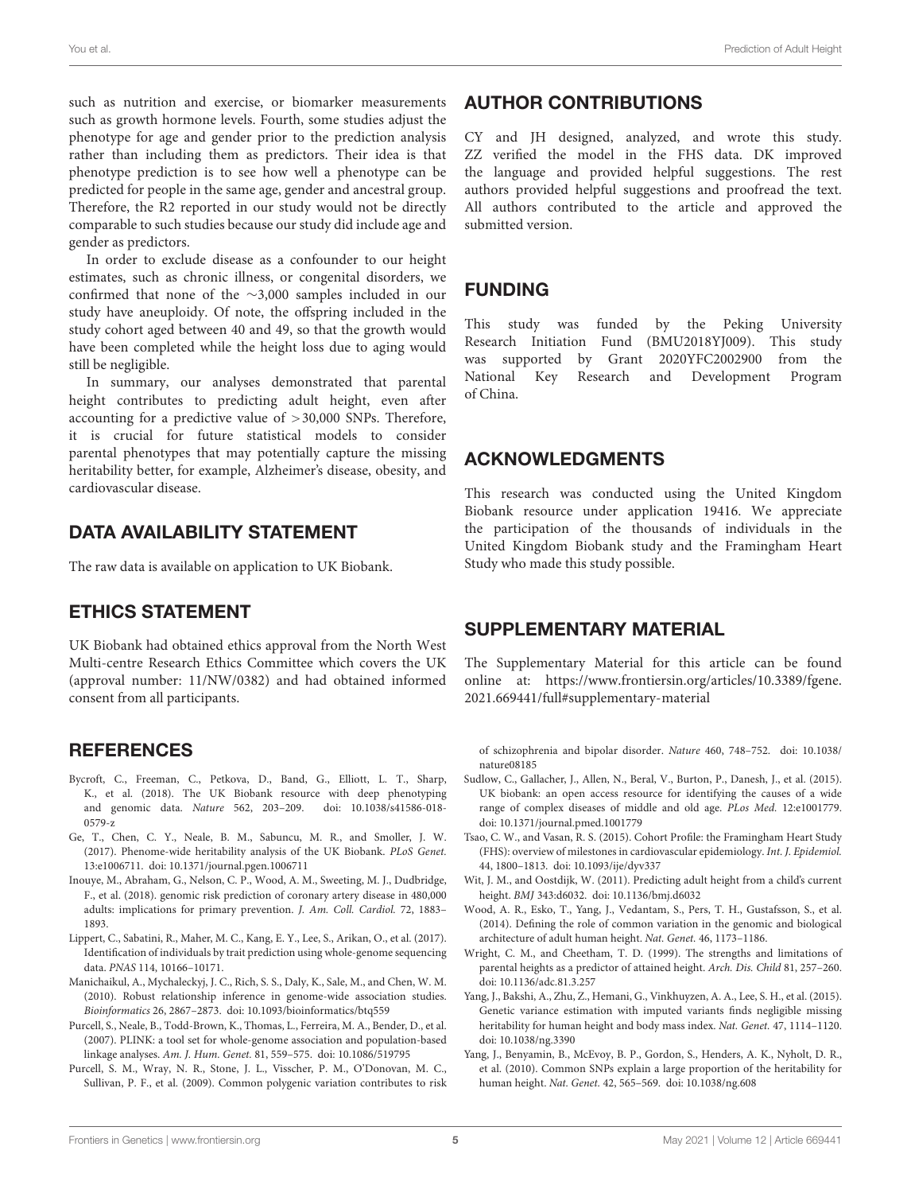such as nutrition and exercise, or biomarker measurements such as growth hormone levels. Fourth, some studies adjust the phenotype for age and gender prior to the prediction analysis rather than including them as predictors. Their idea is that phenotype prediction is to see how well a phenotype can be predicted for people in the same age, gender and ancestral group. Therefore, the R2 reported in our study would not be directly comparable to such studies because our study did include age and gender as predictors.

In order to exclude disease as a confounder to our height estimates, such as chronic illness, or congenital disorders, we confirmed that none of the ∼3,000 samples included in our study have aneuploidy. Of note, the offspring included in the study cohort aged between 40 and 49, so that the growth would have been completed while the height loss due to aging would still be negligible.

In summary, our analyses demonstrated that parental height contributes to predicting adult height, even after accounting for a predictive value of >30,000 SNPs. Therefore, it is crucial for future statistical models to consider parental phenotypes that may potentially capture the missing heritability better, for example, Alzheimer's disease, obesity, and cardiovascular disease.

## DATA AVAILABILITY STATEMENT

The raw data is available on application to UK Biobank.

## ETHICS STATEMENT

UK Biobank had obtained ethics approval from the North West Multi-centre Research Ethics Committee which covers the UK (approval number: 11/NW/0382) and had obtained informed consent from all participants.

## AUTHOR CONTRIBUTIONS

CY and JH designed, analyzed, and wrote this study. ZZ verified the model in the FHS data. DK improved the language and provided helpful suggestions. The rest authors provided helpful suggestions and proofread the text. All authors contributed to the article and approved the submitted version.

## FUNDING

This study was funded by the Peking University Research Initiation Fund (BMU2018YJ009). This study was supported by Grant 2020YFC2002900 from the National Key Research and Development Program of China.

## ACKNOWLEDGMENTS

This research was conducted using the United Kingdom Biobank resource under application 19416. We appreciate the participation of the thousands of individuals in the United Kingdom Biobank study and the Framingham Heart Study who made this study possible.

## SUPPLEMENTARY MATERIAL

The Supplementary Material for this article can be found online at: https://www.frontiersin.org/articles/10.3389/fgene.2021.669441/full#supplementary-material

## REFERENCES

Bycroft, C., Freeman, C., Petkova, D., Band, G., Elliott, L. T., Sharp, K., et al. (2018). The UK Biobank resource with deep phenotyping and genomic data. *Nature* 562, 203–209. doi: 10.1038/s41586-018-0579-z

Ge, T., Chen, C. Y., Neale, B. M., Sabuncu, M. R., and Smoller, J. W. (2017). Phenome-wide heritability analysis of the UK Biobank. *PLoS Genet.* 13:e1006711. doi: 10.1371/journal.pgen.1006711

Inouye, M., Abraham, G., Nelson, C. P., Wood, A. M., Sweeting, M. J., Dudbridge, F., et al. (2018). genomic risk prediction of coronary artery disease in 480,000 adults: implications for primary prevention. *J. Am. Coll. Cardiol.* 72, 1883–1893.

Lippert, C., Sabatini, R., Maher, M. C., Kang, E. Y., Lee, S., Arikan, O., et al. (2017). Identification of individuals by trait prediction using whole-genome sequencing data. *PNAS* 114, 10166–10171.

Manichaikul, A., Mychaleckyj, J. C., Rich, S. S., Daly, K., Sale, M., and Chen, W. M. (2010). Robust relationship inference in genome-wide association studies. *Bioinformatics* 26, 2867–2873. doi: 10.1093/bioinformatics/btq559

Purcell, S., Neale, B., Todd-Brown, K., Thomas, L., Ferreira, M. A., Bender, D., et al. (2007). PLINK: a tool set for whole-genome association and population-based linkage analyses. *Am. J. Hum. Genet.* 81, 559–575. doi: 10.1086/519795

Purcell, S. M., Wray, N. R., Stone, J. L., Visscher, P. M., O'Donovan, M. C., Sullivan, P. F., et al. (2009). Common polygenic variation contributes to risk of schizophrenia and bipolar disorder. *Nature* 460, 748–752. doi: 10.1038/nature08185

Sudlow, C., Gallacher, J., Allen, N., Beral, V., Burton, P., Danesh, J., et al. (2015). UK biobank: an open access resource for identifying the causes of a wide range of complex diseases of middle and old age. *PLos Med.* 12:e1001779. doi: 10.1371/journal.pmed.1001779

Tsao, C. W., and Vasan, R. S. (2015). Cohort Profile: the Framingham Heart Study (FHS): overview of milestones in cardiovascular epidemiology. *Int. J. Epidemiol.* 44, 1800–1813. doi: 10.1093/ije/dyv337

Wit, J. M., and Oostdijk, W. (2011). Predicting adult height from a child's current height. *BMJ* 343:d6032. doi: 10.1136/bmj.d6032

Wood, A. R., Esko, T., Yang, J., Vedantam, S., Pers, T. H., Gustafsson, S., et al. (2014). Defining the role of common variation in the genomic and biological architecture of adult human height. *Nat. Genet.* 46, 1173–1186.

Wright, C. M., and Cheetham, T. D. (1999). The strengths and limitations of parental heights as a predictor of attained height. *Arch. Dis. Child* 81, 257–260. doi: 10.1136/adc.81.3.257

Yang, J., Bakshi, A., Zhu, Z., Hemani, G., Vinkhuyzen, A. A., Lee, S. H., et al. (2015). Genetic variance estimation with imputed variants finds negligible missing heritability for human height and body mass index. *Nat. Genet.* 47, 1114–1120. doi: 10.1038/ng.3390

Yang, J., Benyamin, B., McEvoy, B. P., Gordon, S., Henders, A. K., Nyholt, D. R., et al. (2010). Common SNPs explain a large proportion of the heritability for human height. *Nat. Genet.* 42, 565–569. doi: 10.1038/ng.608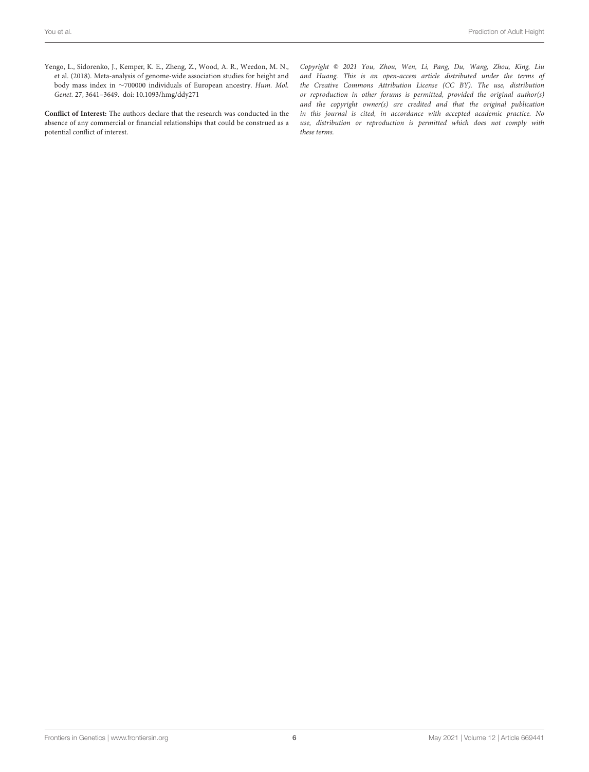Yengo, L., Sidorenko, J., Kemper, K. E., Zheng, Z., Wood, A. R., Weedon, M. N., et al. (2018). Meta-analysis of genome-wide association studies for height and body mass index in ∼700000 individuals of European ancestry. *Hum. Mol. Genet.* 27, 3641–3649. doi: 10.1093/hmg/ddy271

**Conflict of Interest:** The authors declare that the research was conducted in the absence of any commercial or financial relationships that could be construed as a potential conflict of interest.

*Copyright © 2021 You, Zhou, Wen, Li, Pang, Du, Wang, Zhou, King, Liu and Huang. This is an open-access article distributed under the terms of the Creative Commons Attribution License (CC BY). The use, distribution or reproduction in other forums is permitted, provided the original author(s) and the copyright owner(s) are credited and that the original publication in this journal is cited, in accordance with accepted academic practice. No use, distribution or reproduction is permitted which does not comply with these terms.*